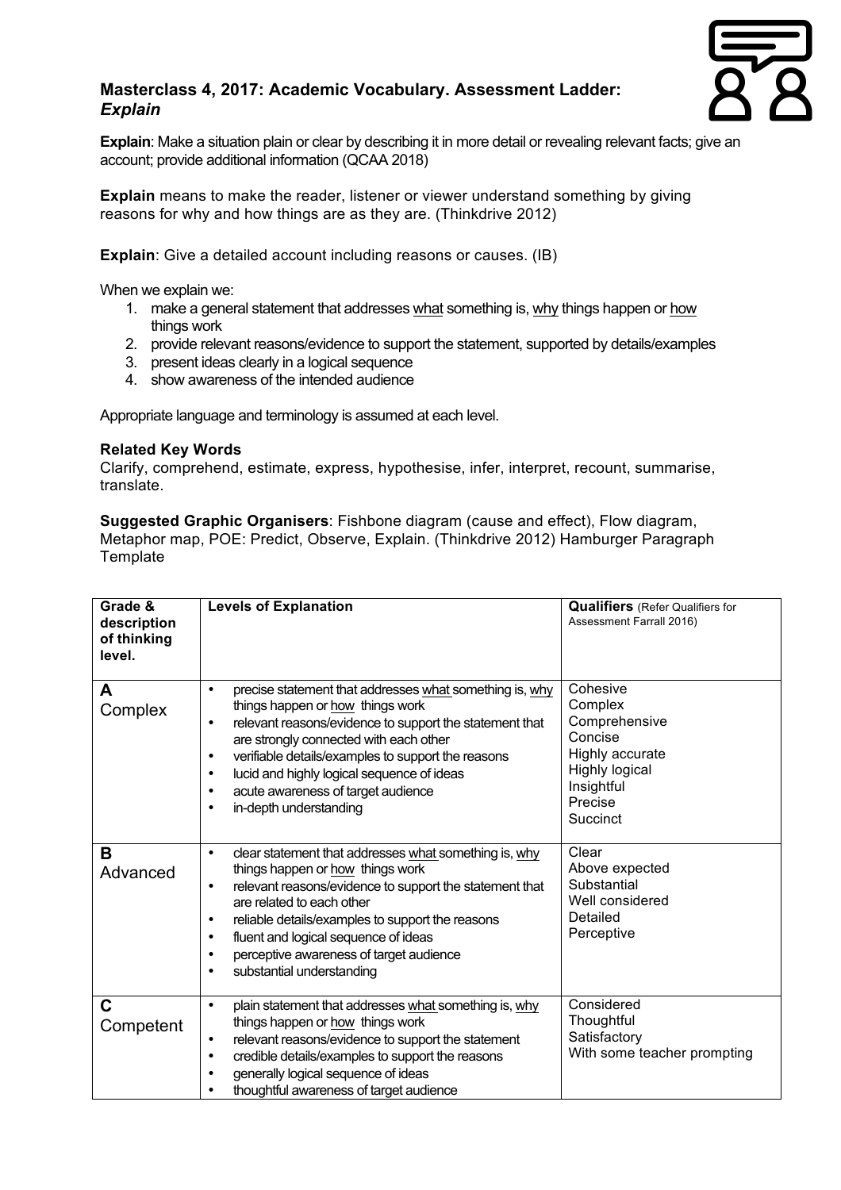# Masterclass 4, 2017: Academic Vocabulary. Assessment Ladder: *Explain*

**Explain**: Make a situation plain or clear by describing it in more detail or revealing relevant facts; give an account; provide additional information (QCAA 2018)

**Explain** means to make the reader, listener or viewer understand something by giving reasons for why and how things are as they are. (Thinkdrive 2012)

**Explain**: Give a detailed account including reasons or causes. (IB)

When we explain we:

1. make a general statement that addresses what something is, why things happen or how things work
2. provide relevant reasons/evidence to support the statement, supported by details/examples
3. present ideas clearly in a logical sequence
4. show awareness of the intended audience

Appropriate language and terminology is assumed at each level.

**Related Key Words**

Clarify, comprehend, estimate, express, hypothesise, infer, interpret, recount, summarise, translate.

**Suggested Graphic Organisers**: Fishbone diagram (cause and effect), Flow diagram, Metaphor map, POE: Predict, Observe, Explain. (Thinkdrive 2012) Hamburger Paragraph Template

| Grade & description of thinking level. | Levels of Explanation | Qualifiers (Refer Qualifiers for Assessment Farrall 2016) |
|---|---|---|
| **A** Complex | • precise statement that addresses what something is, why things happen or how things work<br>• relevant reasons/evidence to support the statement that are strongly connected with each other<br>• verifiable details/examples to support the reasons<br>• lucid and highly logical sequence of ideas<br>• acute awareness of target audience<br>• in-depth understanding | Cohesive<br>Complex<br>Comprehensive<br>Concise<br>Highly accurate<br>Highly logical<br>Insightful<br>Precise<br>Succinct |
| **B** Advanced | • clear statement that addresses what something is, why things happen or how things work<br>• relevant reasons/evidence to support the statement that are related to each other<br>• reliable details/examples to support the reasons<br>• fluent and logical sequence of ideas<br>• perceptive awareness of target audience<br>• substantial understanding | Clear<br>Above expected<br>Substantial<br>Well considered<br>Detailed<br>Perceptive |
| **C** Competent | • plain statement that addresses what something is, why things happen or how things work<br>• relevant reasons/evidence to support the statement<br>• credible details/examples to support the reasons<br>• generally logical sequence of ideas<br>• thoughtful awareness of target audience | Considered<br>Thoughtful<br>Satisfactory<br>With some teacher prompting |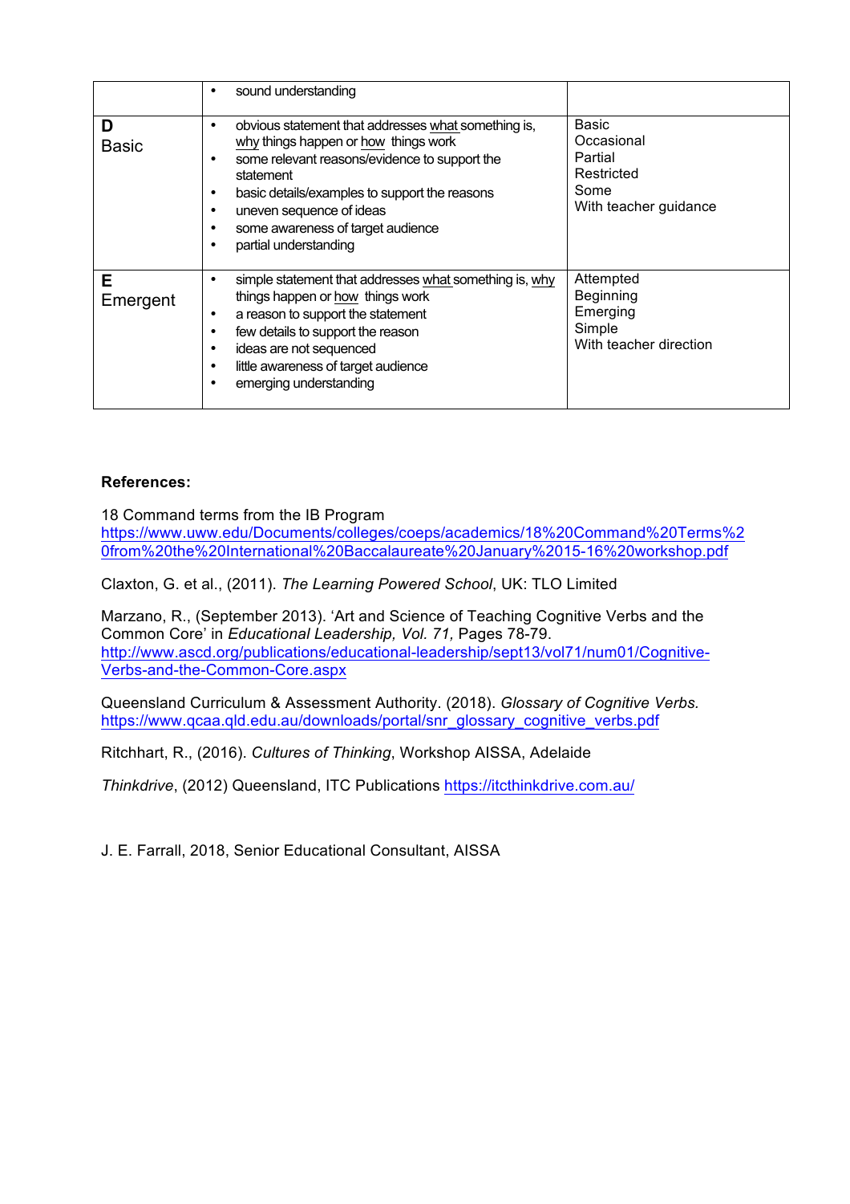| | | |
|---|---|---|
| | • sound understanding | |
| **D** Basic | • obvious statement that addresses what something is, why things happen or how things work<br>• some relevant reasons/evidence to support the statement<br>• basic details/examples to support the reasons<br>• uneven sequence of ideas<br>• some awareness of target audience<br>• partial understanding | Basic<br>Occasional<br>Partial<br>Restricted<br>Some<br>With teacher guidance |
| **E** Emergent | • simple statement that addresses what something is, why things happen or how things work<br>• a reason to support the statement<br>• few details to support the reason<br>• ideas are not sequenced<br>• little awareness of target audience<br>• emerging understanding | Attempted<br>Beginning<br>Emerging<br>Simple<br>With teacher direction |

**References:**

18 Command terms from the IB Program
https://www.uww.edu/Documents/colleges/coeps/academics/18%20Command%20Terms%20from%20the%20International%20Baccalaureate%20January%2015-16%20workshop.pdf

Claxton, G. et al., (2011). *The Learning Powered School*, UK: TLO Limited

Marzano, R., (September 2013). 'Art and Science of Teaching Cognitive Verbs and the Common Core' in *Educational Leadership, Vol. 71,* Pages 78-79.
http://www.ascd.org/publications/educational-leadership/sept13/vol71/num01/Cognitive-Verbs-and-the-Common-Core.aspx

Queensland Curriculum & Assessment Authority. (2018). *Glossary of Cognitive Verbs.*
https://www.qcaa.qld.edu.au/downloads/portal/snr_glossary_cognitive_verbs.pdf

Ritchhart, R., (2016). *Cultures of Thinking*, Workshop AISSA, Adelaide

*Thinkdrive*, (2012) Queensland, ITC Publications https://itcthinkdrive.com.au/

J. E. Farrall, 2018, Senior Educational Consultant, AISSA